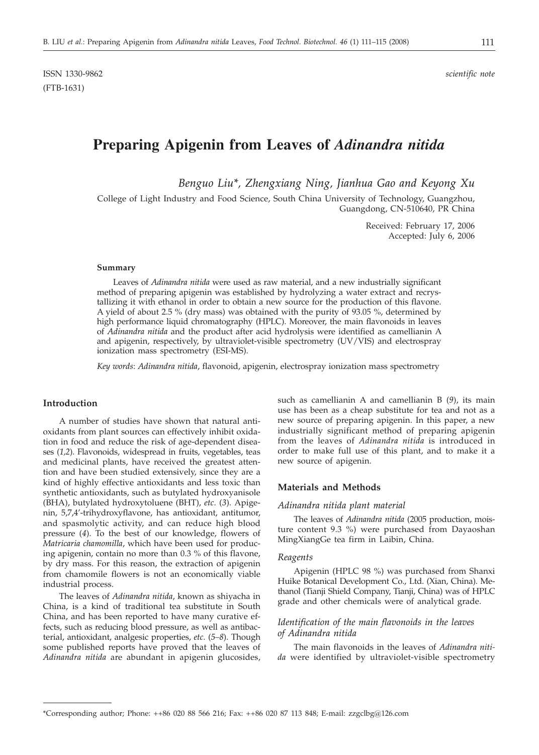ISSN 1330-9862
(FTB-1631)

*scientific note*

# Preparing Apigenin from Leaves of *Adinandra nitida*

*Benguo Liu\*, Zhengxiang Ning, Jianhua Gao and Keyong Xu*

College of Light Industry and Food Science, South China University of Technology, Guangzhou, Guangdong, CN-510640, PR China

Received: February 17, 2006
Accepted: July 6, 2006

### Summary

Leaves of *Adinandra nitida* were used as raw material, and a new industrially significant method of preparing apigenin was established by hydrolyzing a water extract and recrystallizing it with ethanol in order to obtain a new source for the production of this flavone. A yield of about 2.5 % (dry mass) was obtained with the purity of 93.05 %, determined by high performance liquid chromatography (HPLC). Moreover, the main flavonoids in leaves of *Adinandra nitida* and the product after acid hydrolysis were identified as camellianin A and apigenin, respectively, by ultraviolet-visible spectrometry (UV/VIS) and electrospray ionization mass spectrometry (ESI-MS).

*Key words*: *Adinandra nitida*, flavonoid, apigenin, electrospray ionization mass spectrometry

## Introduction

A number of studies have shown that natural antioxidants from plant sources can effectively inhibit oxidation in food and reduce the risk of age-dependent diseases (*1,2*). Flavonoids, widespread in fruits, vegetables, teas and medicinal plants, have received the greatest attention and have been studied extensively, since they are a kind of highly effective antioxidants and less toxic than synthetic antioxidants, such as butylated hydroxyanisole (BHA), butylated hydroxytoluene (BHT), *etc*. (*3*). Apigenin, 5,7,4'-trihydroxyflavone, has antioxidant, antitumor, and spasmolytic activity, and can reduce high blood pressure (*4*). To the best of our knowledge, flowers of *Matricaria chamomilla*, which have been used for producing apigenin, contain no more than 0.3 % of this flavone, by dry mass. For this reason, the extraction of apigenin from chamomile flowers is not an economically viable industrial process.

The leaves of *Adinandra nitida*, known as shiyacha in China, is a kind of traditional tea substitute in South China, and has been reported to have many curative effects, such as reducing blood pressure, as well as antibacterial, antioxidant, analgesic properties, *etc*. (*5–8*). Though some published reports have proved that the leaves of *Adinandra nitida* are abundant in apigenin glucosides, such as camellianin A and camellianin B (*9*), its main use has been as a cheap substitute for tea and not as a new source of preparing apigenin. In this paper, a new industrially significant method of preparing apigenin from the leaves of *Adinandra nitida* is introduced in order to make full use of this plant, and to make it a new source of apigenin.

## Materials and Methods

### *Adinandra nitida plant material*

The leaves of *Adinandra nitida* (2005 production, moisture content 9.3 %) were purchased from Dayaoshan MingXiangGe tea firm in Laibin, China.

### *Reagents*

Apigenin (HPLC 98 %) was purchased from Shanxi Huike Botanical Development Co., Ltd. (Xian, China). Methanol (Tianji Shield Company, Tianji, China) was of HPLC grade and other chemicals were of analytical grade.

### *Identification of the main flavonoids in the leaves of Adinandra nitida*

The main flavonoids in the leaves of *Adinandra nitida* were identified by ultraviolet-visible spectrometry

\*Corresponding author; Phone: ++86 020 88 566 216; Fax: ++86 020 87 113 848; E-mail: zzgclbg@126.com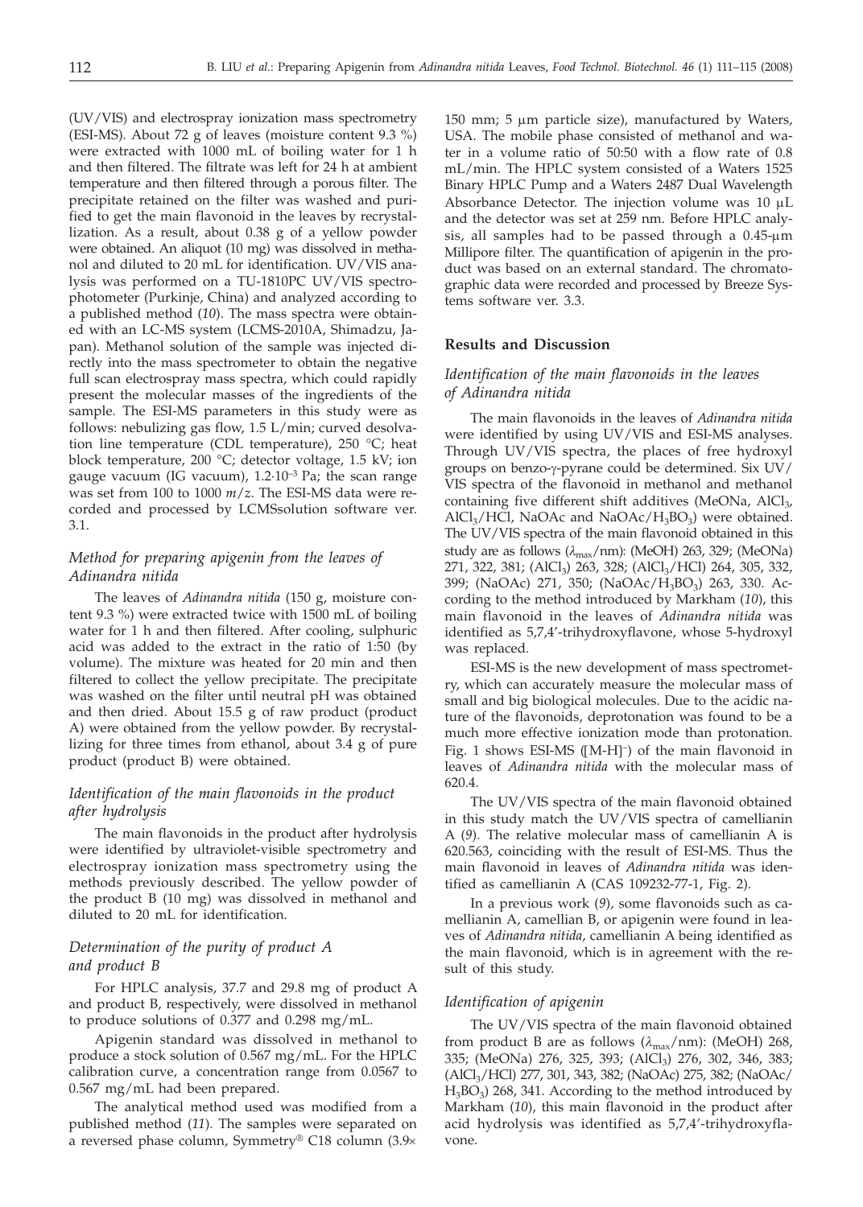(UV/VIS) and electrospray ionization mass spectrometry (ESI-MS). About 72 g of leaves (moisture content 9.3 %) were extracted with 1000 mL of boiling water for 1 h and then filtered. The filtrate was left for 24 h at ambient temperature and then filtered through a porous filter. The precipitate retained on the filter was washed and purified to get the main flavonoid in the leaves by recrystallization. As a result, about 0.38 g of a yellow powder were obtained. An aliquot (10 mg) was dissolved in methanol and diluted to 20 mL for identification. UV/VIS analysis was performed on a TU-1810PC UV/VIS spectrophotometer (Purkinje, China) and analyzed according to a published method (*10*). The mass spectra were obtained with an LC-MS system (LCMS-2010A, Shimadzu, Japan). Methanol solution of the sample was injected directly into the mass spectrometer to obtain the negative full scan electrospray mass spectra, which could rapidly present the molecular masses of the ingredients of the sample. The ESI-MS parameters in this study were as follows: nebulizing gas flow, 1.5 L/min; curved desolvation line temperature (CDL temperature), 250 °C; heat block temperature, 200 °C; detector voltage, 1.5 kV; ion gauge vacuum (IG vacuum), $1.2 \cdot 10^{-3}$ Pa; the scan range was set from 100 to 1000 *m/z*. The ESI-MS data were recorded and processed by LCMSsolution software ver. 3.1.

### *Method for preparing apigenin from the leaves of Adinandra nitida*

The leaves of *Adinandra nitida* (150 g, moisture content 9.3 %) were extracted twice with 1500 mL of boiling water for 1 h and then filtered. After cooling, sulphuric acid was added to the extract in the ratio of 1:50 (by volume). The mixture was heated for 20 min and then filtered to collect the yellow precipitate. The precipitate was washed on the filter until neutral pH was obtained and then dried. About 15.5 g of raw product (product A) were obtained from the yellow powder. By recrystallizing for three times from ethanol, about 3.4 g of pure product (product B) were obtained.

### *Identification of the main flavonoids in the product after hydrolysis*

The main flavonoids in the product after hydrolysis were identified by ultraviolet-visible spectrometry and electrospray ionization mass spectrometry using the methods previously described. The yellow powder of the product B (10 mg) was dissolved in methanol and diluted to 20 mL for identification.

### *Determination of the purity of product A and product B*

For HPLC analysis, 37.7 and 29.8 mg of product A and product B, respectively, were dissolved in methanol to produce solutions of 0.377 and 0.298 mg/mL.

Apigenin standard was dissolved in methanol to produce a stock solution of 0.567 mg/mL. For the HPLC calibration curve, a concentration range from 0.0567 to 0.567 mg/mL had been prepared.

The analytical method used was modified from a published method (*11*). The samples were separated on a reversed phase column, Symmetry® C18 column (3.9× 150 mm; 5 µm particle size), manufactured by Waters, USA. The mobile phase consisted of methanol and water in a volume ratio of 50:50 with a flow rate of 0.8 mL/min. The HPLC system consisted of a Waters 1525 Binary HPLC Pump and a Waters 2487 Dual Wavelength Absorbance Detector. The injection volume was 10 µL and the detector was set at 259 nm. Before HPLC analysis, all samples had to be passed through a 0.45-µm Millipore filter. The quantification of apigenin in the product was based on an external standard. The chromatographic data were recorded and processed by Breeze Systems software ver. 3.3.

## Results and Discussion

### *Identification of the main flavonoids in the leaves of Adinandra nitida*

The main flavonoids in the leaves of *Adinandra nitida* were identified by using UV/VIS and ESI-MS analyses. Through UV/VIS spectra, the places of free hydroxyl groups on benzo-γ-pyrane could be determined. Six UV/VIS spectra of the flavonoid in methanol and methanol containing five different shift additives (MeONa, $AlCl_3$, $AlCl_3$/HCl, NaOAc and NaOAc/$H_3BO_3$) were obtained. The UV/VIS spectra of the main flavonoid obtained in this study are as follows ($\lambda_{max}$/nm): (MeOH) 263, 329; (MeONa) 271, 322, 381; ($AlCl_3$) 263, 328; ($AlCl_3$/HCl) 264, 305, 332, 399; (NaOAc) 271, 350; (NaOAc/$H_3BO_3$) 263, 330. According to the method introduced by Markham (*10*), this main flavonoid in the leaves of *Adinandra nitida* was identified as 5,7,4'-trihydroxyflavone, whose 5-hydroxyl was replaced.

ESI-MS is the new development of mass spectrometry, which can accurately measure the molecular mass of small and big biological molecules. Due to the acidic nature of the flavonoids, deprotonation was found to be a much more effective ionization mode than protonation. Fig. 1 shows ESI-MS ($[M-H]^-$) of the main flavonoid in leaves of *Adinandra nitida* with the molecular mass of 620.4.

The UV/VIS spectra of the main flavonoid obtained in this study match the UV/VIS spectra of camellianin A (*9*). The relative molecular mass of camellianin A is 620.563, coinciding with the result of ESI-MS. Thus the main flavonoid in leaves of *Adinandra nitida* was identified as camellianin A (CAS 109232-77-1, Fig. 2).

In a previous work (*9*), some flavonoids such as camellianin A, camellian B, or apigenin were found in leaves of *Adinandra nitida*, camellianin A being identified as the main flavonoid, which is in agreement with the result of this study.

### *Identification of apigenin*

The UV/VIS spectra of the main flavonoid obtained from product B are as follows ($\lambda_{max}$/nm): (MeOH) 268, 335; (MeONa) 276, 325, 393; ($AlCl_3$) 276, 302, 346, 383; ($AlCl_3$/HCl) 277, 301, 343, 382; (NaOAc) 275, 382; (NaOAc/$H_3BO_3$) 268, 341. According to the method introduced by Markham (*10*), this main flavonoid in the product after acid hydrolysis was identified as 5,7,4'-trihydroxyflavone.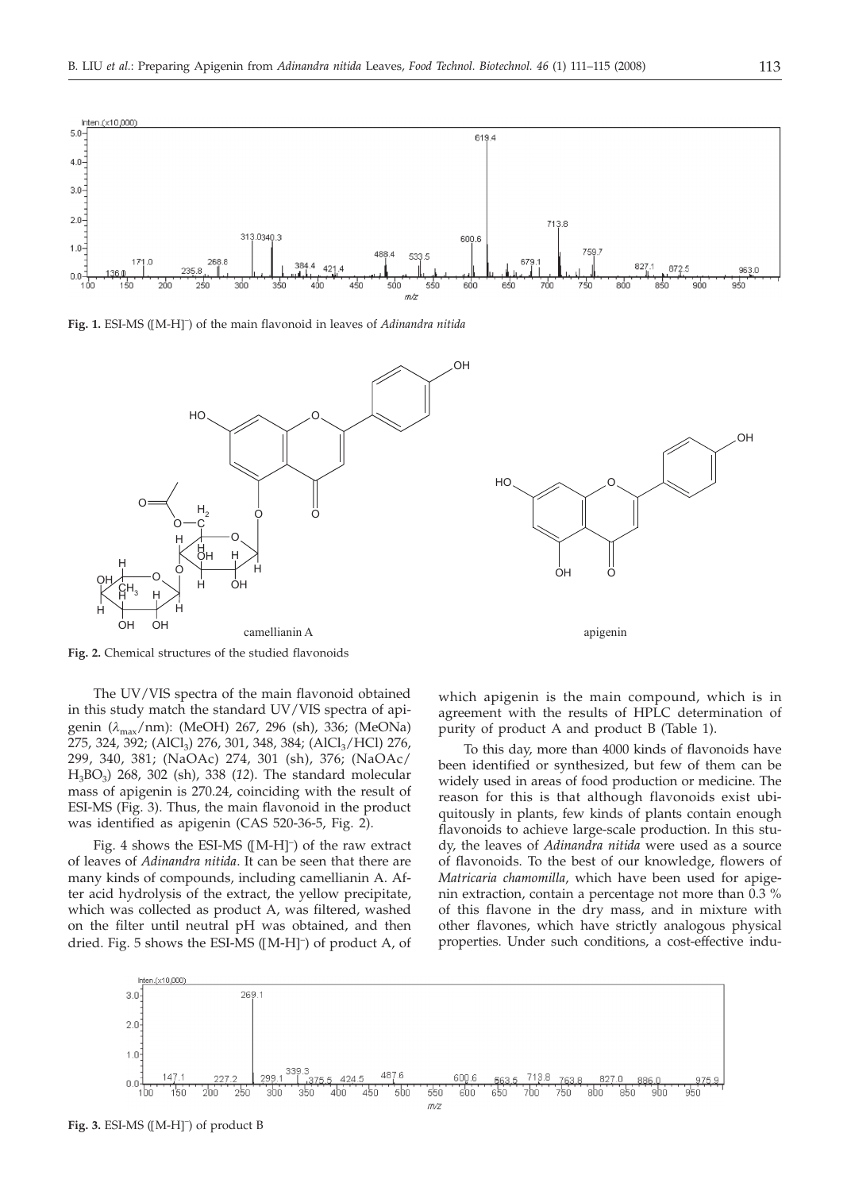**Fig. 1.** ESI-MS ([M-H]$^-$) of the main flavonoid in leaves of *Adinandra nitida*

**Fig. 2.** Chemical structures of the studied flavonoids

The UV/VIS spectra of the main flavonoid obtained in this study match the standard UV/VIS spectra of apigenin ($\lambda_{max}$/nm): (MeOH) 267, 296 (sh), 336; (MeONa) 275, 324, 392; ($AlCl_3$) 276, 301, 348, 384; ($AlCl_3$/HCl) 276, 299, 340, 381; (NaOAc) 274, 301 (sh), 376; (NaOAc/$H_3BO_3$) 268, 302 (sh), 338 (*12*). The standard molecular mass of apigenin is 270.24, coinciding with the result of ESI-MS (Fig. 3). Thus, the main flavonoid in the product was identified as apigenin (CAS 520-36-5, Fig. 2).

Fig. 4 shows the ESI-MS ([M-H]$^-$) of the raw extract of leaves of *Adinandra nitida*. It can be seen that there are many kinds of compounds, including camellianin A. After acid hydrolysis of the extract, the yellow precipitate, which was collected as product A, was filtered, washed on the filter until neutral pH was obtained, and then dried. Fig. 5 shows the ESI-MS ([M-H]$^-$) of product A, of which apigenin is the main compound, which is in agreement with the results of HPLC determination of purity of product A and product B (Table 1).

To this day, more than 4000 kinds of flavonoids have been identified or synthesized, but few of them can be widely used in areas of food production or medicine. The reason for this is that although flavonoids exist ubiquitously in plants, few kinds of plants contain enough flavonoids to achieve large-scale production. In this study, the leaves of *Adinandra nitida* were used as a source of flavonoids. To the best of our knowledge, flowers of *Matricaria chamomilla*, which have been used for apigenin extraction, contain a percentage not more than 0.3 % of this flavone in the dry mass, and in mixture with other flavones, which have strictly analogous physical properties. Under such conditions, a cost-effective indu-

**Fig. 3.** ESI-MS ([M-H]$^-$) of product B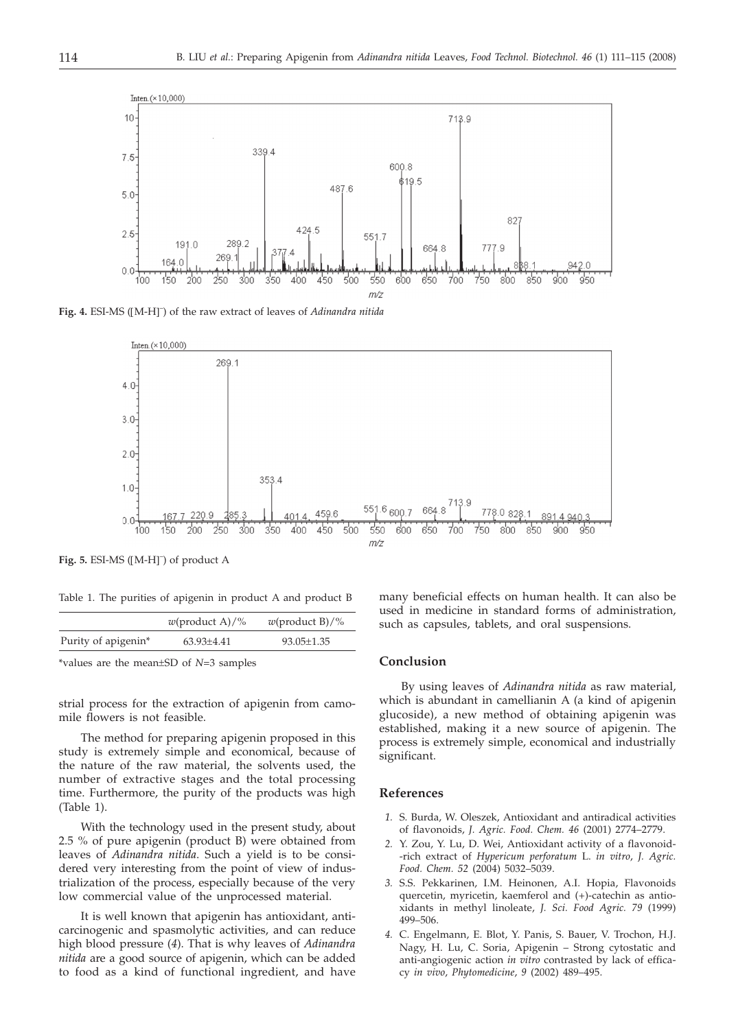Fig. 4. ESI-MS ($[M-H]^-$) of the raw extract of leaves of *Adinandra nitida*

Fig. 5. ESI-MS ($[M-H]^-$) of product A

Table 1. The purities of apigenin in product A and product B

| | *w*(product A)/% | *w*(product B)/% |
|---|---|---|
| Purity of apigenin* | 63.93±4.41 | 93.05±1.35 |

*values are the mean±SD of *N*=3 samples

strial process for the extraction of apigenin from camomile flowers is not feasible.

The method for preparing apigenin proposed in this study is extremely simple and economical, because of the nature of the raw material, the solvents used, the number of extractive stages and the total processing time. Furthermore, the purity of the products was high (Table 1).

With the technology used in the present study, about 2.5 % of pure apigenin (product B) were obtained from leaves of *Adinandra nitida*. Such a yield is to be considered very interesting from the point of view of industrialization of the process, especially because of the very low commercial value of the unprocessed material.

It is well known that apigenin has antioxidant, anticarcinogenic and spasmolytic activities, and can reduce high blood pressure (*4*). That is why leaves of *Adinandra nitida* are a good source of apigenin, which can be added to food as a kind of functional ingredient, and have many beneficial effects on human health. It can also be used in medicine in standard forms of administration, such as capsules, tablets, and oral suspensions.

## Conclusion

By using leaves of *Adinandra nitida* as raw material, which is abundant in camellianin A (a kind of apigenin glucoside), a new method of obtaining apigenin was established, making it a new source of apigenin. The process is extremely simple, economical and industrially significant.

## References

1. S. Burda, W. Oleszek, Antioxidant and antiradical activities of flavonoids, *J. Agric. Food. Chem. 46* (2001) 2774–2779.
2. Y. Zou, Y. Lu, D. Wei, Antioxidant activity of a flavonoid-rich extract of *Hypericum perforatum* L. *in vitro*, *J. Agric. Food. Chem. 52* (2004) 5032–5039.
3. S.S. Pekkarinen, I.M. Heinonen, A.I. Hopia, Flavonoids quercetin, myricetin, kaemferol and (+)-catechin as antioxidants in methyl linoleate, *J. Sci. Food Agric. 79* (1999) 499–506.
4. C. Engelmann, E. Blot, Y. Panis, S. Bauer, V. Trochon, H.J. Nagy, H. Lu, C. Soria, Apigenin – Strong cytostatic and anti-angiogenic action *in vitro* contrasted by lack of efficacy *in vivo*, *Phytomedicine, 9* (2002) 489–495.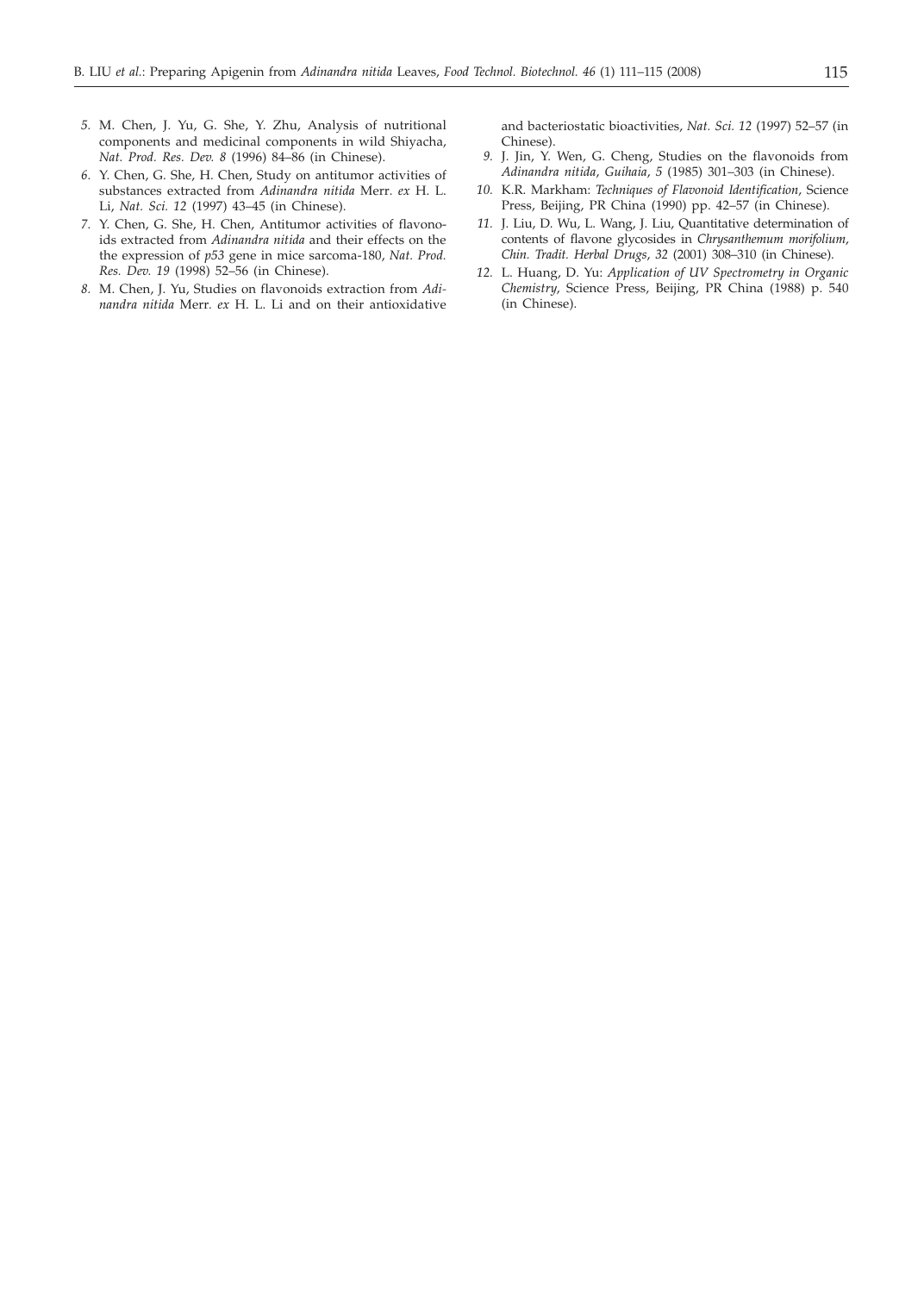5. M. Chen, J. Yu, G. She, Y. Zhu, Analysis of nutritional components and medicinal components in wild Shiyacha, *Nat. Prod. Res. Dev. 8* (1996) 84–86 (in Chinese).
6. Y. Chen, G. She, H. Chen, Study on antitumor activities of substances extracted from *Adinandra nitida* Merr. *ex* H. L. Li, *Nat. Sci. 12* (1997) 43–45 (in Chinese).
7. Y. Chen, G. She, H. Chen, Antitumor activities of flavonoids extracted from *Adinandra nitida* and their effects on the the expression of *p53* gene in mice sarcoma-180, *Nat. Prod. Res. Dev. 19* (1998) 52–56 (in Chinese).
8. M. Chen, J. Yu, Studies on flavonoids extraction from *Adinandra nitida* Merr. *ex* H. L. Li and on their antioxidative and bacteriostatic bioactivities, *Nat. Sci. 12* (1997) 52–57 (in Chinese).
9. J. Jin, Y. Wen, G. Cheng, Studies on the flavonoids from *Adinandra nitida*, *Guihaia*, *5* (1985) 301–303 (in Chinese).
10. K.R. Markham: *Techniques of Flavonoid Identification*, Science Press, Beijing, PR China (1990) pp. 42–57 (in Chinese).
11. J. Liu, D. Wu, L. Wang, J. Liu, Quantitative determination of contents of flavone glycosides in *Chrysanthemum morifolium*, *Chin. Tradit. Herbal Drugs*, *32* (2001) 308–310 (in Chinese).
12. L. Huang, D. Yu: *Application of UV Spectrometry in Organic Chemistry*, Science Press, Beijing, PR China (1988) p. 540 (in Chinese).